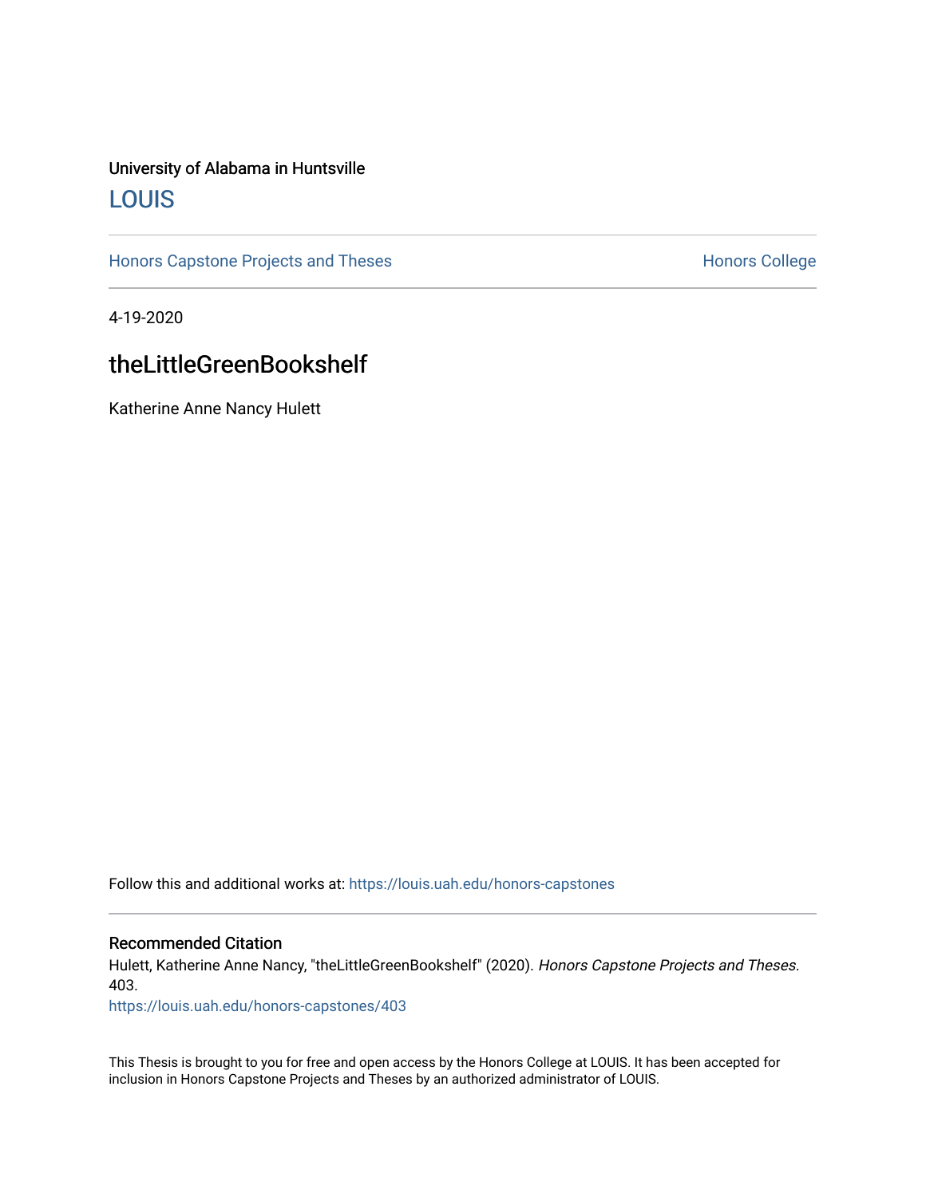University of Alabama in Huntsville

# LOUIS

Honors Capstone Projects and Theses

Honors College

4-19-2020

## theLittleGreenBookshelf

Katherine Anne Nancy Hulett

Follow this and additional works at: https://louis.uah.edu/honors-capstones

### Recommended Citation

Hulett, Katherine Anne Nancy, "theLittleGreenBookshelf" (2020). *Honors Capstone Projects and Theses*. 403.

https://louis.uah.edu/honors-capstones/403

This Thesis is brought to you for free and open access by the Honors College at LOUIS. It has been accepted for inclusion in Honors Capstone Projects and Theses by an authorized administrator of LOUIS.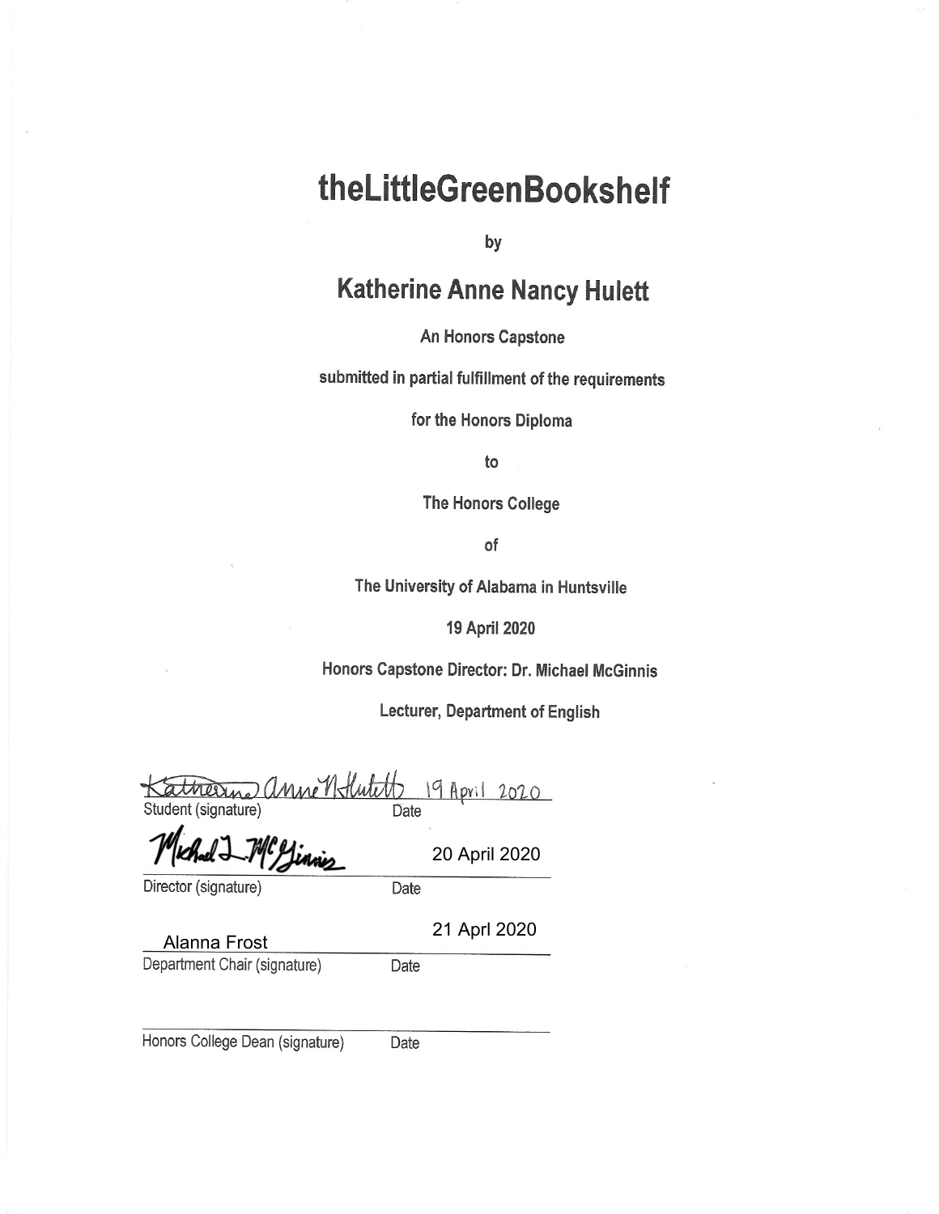# theLittleGreenBookshelf

by

## Katherine Anne Nancy Hulett

An Honors Capstone

submitted in partial fulfillment of the requirements

for the Honors Diploma

to

The Honors College

of

The University of Alabama in Huntsville

19 April 2020

Honors Capstone Director: Dr. Michael McGinnis

Lecturer, Department of English

Katherine Anne N Hulett 19 April 2020
Student (signature) Date

Michael J. McGinnis 20 April 2020
Director (signature) Date

Alanna Frost 21 Aprl 2020
Department Chair (signature) Date

Honors College Dean (signature) Date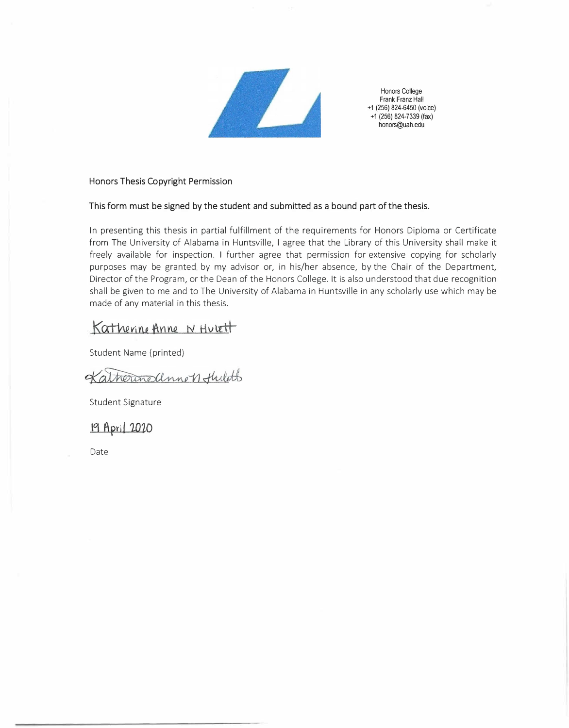Honors College
Frank Franz Hall
+1 (256) 824-6450 (voice)
+1 (256) 824-7339 (fax)
honors@uah.edu

Honors Thesis Copyright Permission

This form must be signed by the student and submitted as a bound part of the thesis.

In presenting this thesis in partial fulfillment of the requirements for Honors Diploma or Certificate from The University of Alabama in Huntsville, I agree that the Library of this University shall make it freely available for inspection. I further agree that permission for extensive copying for scholarly purposes may be granted by my advisor or, in his/her absence, by the Chair of the Department, Director of the Program, or the Dean of the Honors College. It is also understood that due recognition shall be given to me and to The University of Alabama in Huntsville in any scholarly use which may be made of any material in this thesis.

Katherine Anne N Hulett

Student Name (printed)

Katherine Anne N Hulett

Student Signature

19 April 2020

Date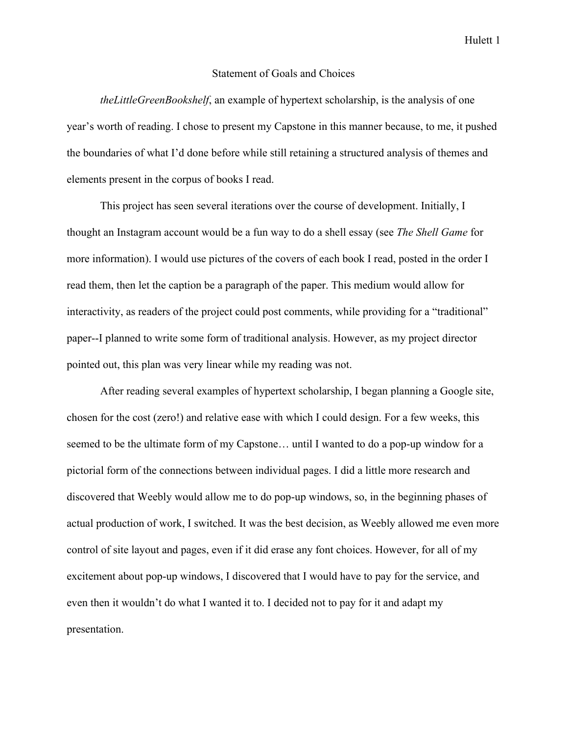## Statement of Goals and Choices

*theLittleGreenBookshelf*, an example of hypertext scholarship, is the analysis of one year's worth of reading. I chose to present my Capstone in this manner because, to me, it pushed the boundaries of what I'd done before while still retaining a structured analysis of themes and elements present in the corpus of books I read.

This project has seen several iterations over the course of development. Initially, I thought an Instagram account would be a fun way to do a shell essay (see *The Shell Game* for more information). I would use pictures of the covers of each book I read, posted in the order I read them, then let the caption be a paragraph of the paper. This medium would allow for interactivity, as readers of the project could post comments, while providing for a "traditional" paper--I planned to write some form of traditional analysis. However, as my project director pointed out, this plan was very linear while my reading was not.

After reading several examples of hypertext scholarship, I began planning a Google site, chosen for the cost (zero!) and relative ease with which I could design. For a few weeks, this seemed to be the ultimate form of my Capstone… until I wanted to do a pop-up window for a pictorial form of the connections between individual pages. I did a little more research and discovered that Weebly would allow me to do pop-up windows, so, in the beginning phases of actual production of work, I switched. It was the best decision, as Weebly allowed me even more control of site layout and pages, even if it did erase any font choices. However, for all of my excitement about pop-up windows, I discovered that I would have to pay for the service, and even then it wouldn't do what I wanted it to. I decided not to pay for it and adapt my presentation.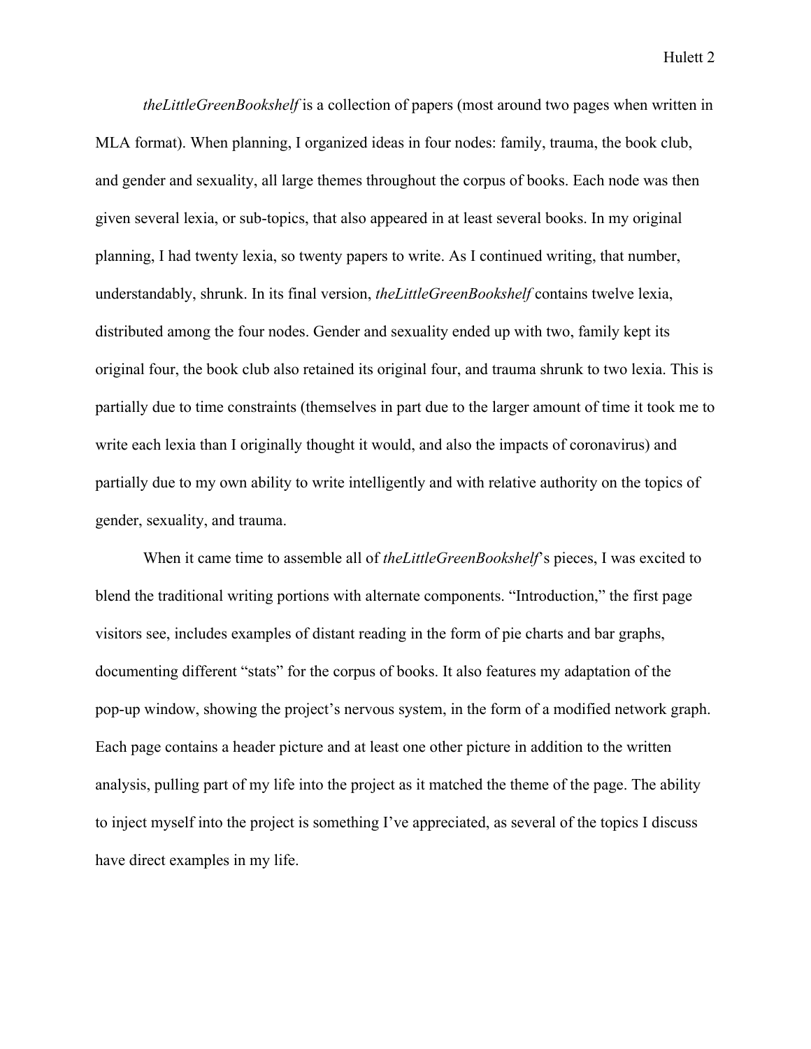*theLittleGreenBookshelf* is a collection of papers (most around two pages when written in MLA format). When planning, I organized ideas in four nodes: family, trauma, the book club, and gender and sexuality, all large themes throughout the corpus of books. Each node was then given several lexia, or sub-topics, that also appeared in at least several books. In my original planning, I had twenty lexia, so twenty papers to write. As I continued writing, that number, understandably, shrunk. In its final version, *theLittleGreenBookshelf* contains twelve lexia, distributed among the four nodes. Gender and sexuality ended up with two, family kept its original four, the book club also retained its original four, and trauma shrunk to two lexia. This is partially due to time constraints (themselves in part due to the larger amount of time it took me to write each lexia than I originally thought it would, and also the impacts of coronavirus) and partially due to my own ability to write intelligently and with relative authority on the topics of gender, sexuality, and trauma.

When it came time to assemble all of *theLittleGreenBookshelf*'s pieces, I was excited to blend the traditional writing portions with alternate components. "Introduction," the first page visitors see, includes examples of distant reading in the form of pie charts and bar graphs, documenting different "stats" for the corpus of books. It also features my adaptation of the pop-up window, showing the project's nervous system, in the form of a modified network graph. Each page contains a header picture and at least one other picture in addition to the written analysis, pulling part of my life into the project as it matched the theme of the page. The ability to inject myself into the project is something I've appreciated, as several of the topics I discuss have direct examples in my life.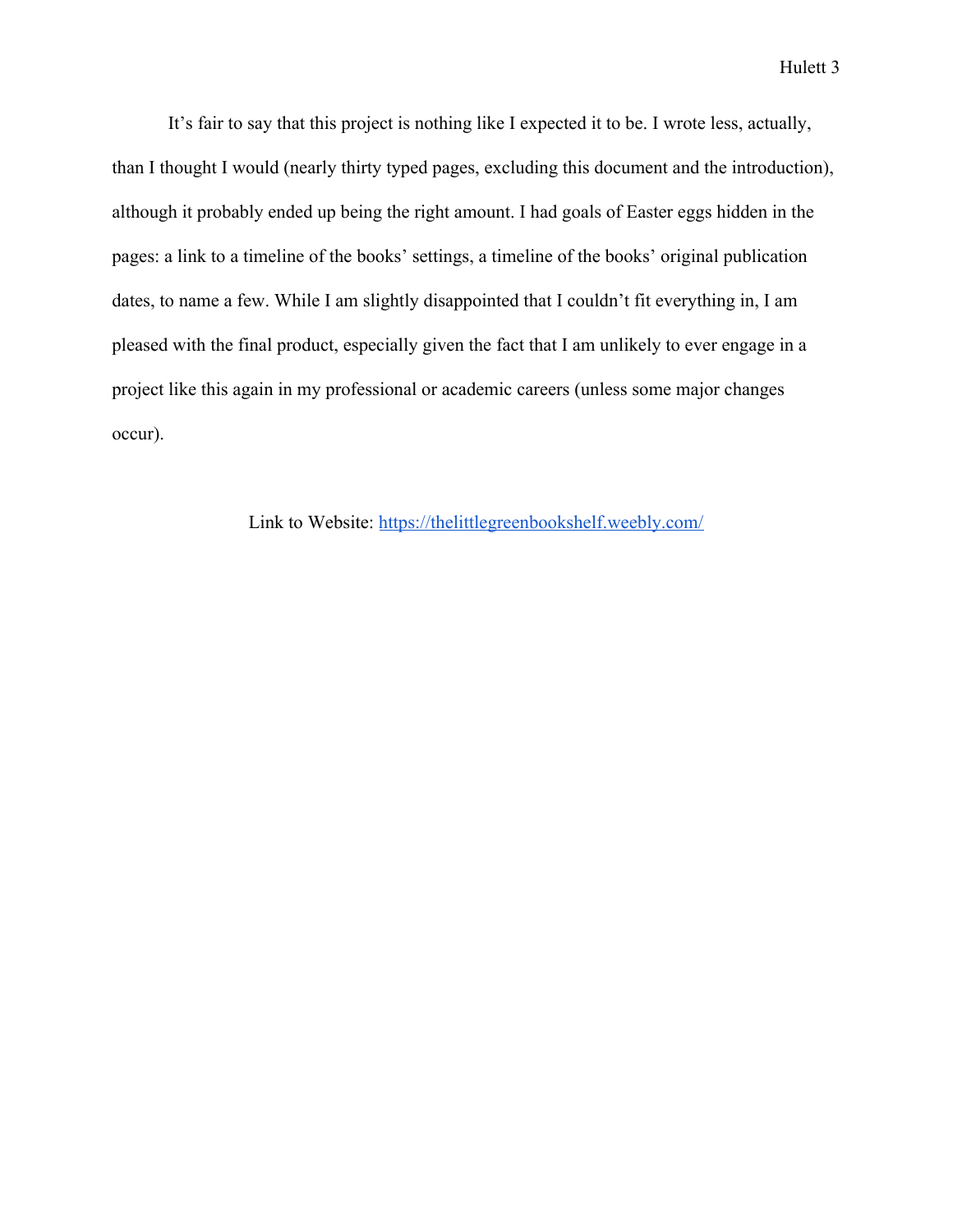It's fair to say that this project is nothing like I expected it to be. I wrote less, actually, than I thought I would (nearly thirty typed pages, excluding this document and the introduction), although it probably ended up being the right amount. I had goals of Easter eggs hidden in the pages: a link to a timeline of the books' settings, a timeline of the books' original publication dates, to name a few. While I am slightly disappointed that I couldn't fit everything in, I am pleased with the final product, especially given the fact that I am unlikely to ever engage in a project like this again in my professional or academic careers (unless some major changes occur).

Link to Website: [https://thelittlegreenbookshelf.weebly.com/](https://thelittlegreenbookshelf.weebly.com/)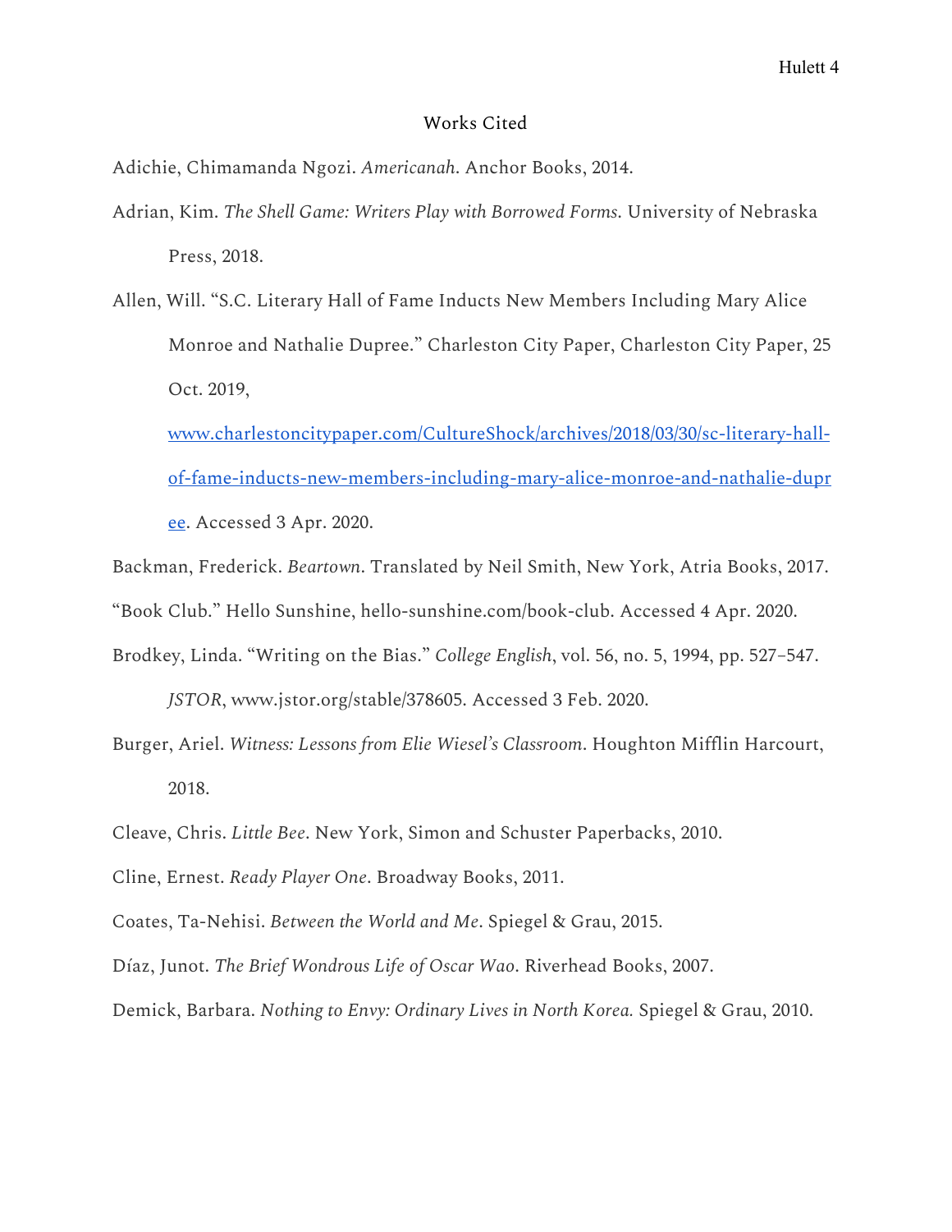# Works Cited

Adichie, Chimamanda Ngozi. *Americanah*. Anchor Books, 2014.

Adrian, Kim. *The Shell Game: Writers Play with Borrowed Forms.* University of Nebraska Press, 2018.

Allen, Will. "S.C. Literary Hall of Fame Inducts New Members Including Mary Alice Monroe and Nathalie Dupree." Charleston City Paper, Charleston City Paper, 25 Oct. 2019, [www.charlestoncitypaper.com/CultureShock/archives/2018/03/30/sc-literary-hall-of-fame-inducts-new-members-including-mary-alice-monroe-and-nathalie-dupree](www.charlestoncitypaper.com/CultureShock/archives/2018/03/30/sc-literary-hall-of-fame-inducts-new-members-including-mary-alice-monroe-and-nathalie-dupree). Accessed 3 Apr. 2020.

Backman, Frederick. *Beartown*. Translated by Neil Smith, New York, Atria Books, 2017.

"Book Club." Hello Sunshine, hello-sunshine.com/book-club. Accessed 4 Apr. 2020.

Brodkey, Linda. "Writing on the Bias." *College English*, vol. 56, no. 5, 1994, pp. 527–547. *JSTOR*, www.jstor.org/stable/378605. Accessed 3 Feb. 2020.

Burger, Ariel. *Witness: Lessons from Elie Wiesel's Classroom*. Houghton Mifflin Harcourt, 2018.

Cleave, Chris. *Little Bee*. New York, Simon and Schuster Paperbacks, 2010.

Cline, Ernest. *Ready Player One*. Broadway Books, 2011.

Coates, Ta-Nehisi. *Between the World and Me*. Spiegel & Grau, 2015.

Díaz, Junot. *The Brief Wondrous Life of Oscar Wao*. Riverhead Books, 2007.

Demick, Barbara. *Nothing to Envy: Ordinary Lives in North Korea.* Spiegel & Grau, 2010.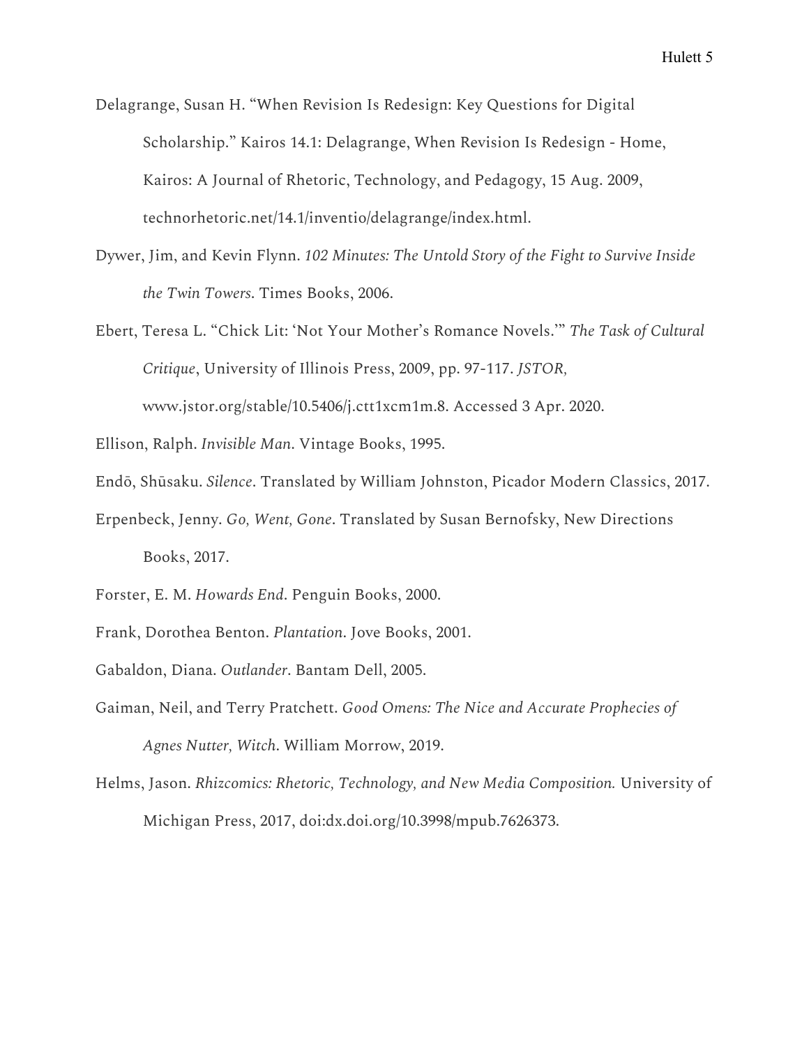Delagrange, Susan H. "When Revision Is Redesign: Key Questions for Digital Scholarship." Kairos 14.1: Delagrange, When Revision Is Redesign - Home, Kairos: A Journal of Rhetoric, Technology, and Pedagogy, 15 Aug. 2009, technorhetoric.net/14.1/inventio/delagrange/index.html.

Dywer, Jim, and Kevin Flynn. *102 Minutes: The Untold Story of the Fight to Survive Inside the Twin Towers*. Times Books, 2006.

Ebert, Teresa L. "Chick Lit: 'Not Your Mother's Romance Novels.'" *The Task of Cultural Critique*, University of Illinois Press, 2009, pp. 97-117. *JSTOR,* www.jstor.org/stable/10.5406/j.ctt1xcm1m.8. Accessed 3 Apr. 2020.

Ellison, Ralph. *Invisible Man*. Vintage Books, 1995.

Endō, Shūsaku. *Silence*. Translated by William Johnston, Picador Modern Classics, 2017.

Erpenbeck, Jenny. *Go, Went, Gone*. Translated by Susan Bernofsky, New Directions Books, 2017.

Forster, E. M. *Howards End*. Penguin Books, 2000.

Frank, Dorothea Benton. *Plantation*. Jove Books, 2001.

Gabaldon, Diana. *Outlander*. Bantam Dell, 2005.

Gaiman, Neil, and Terry Pratchett. *Good Omens: The Nice and Accurate Prophecies of Agnes Nutter, Witch*. William Morrow, 2019.

Helms, Jason. *Rhizcomics: Rhetoric, Technology, and New Media Composition.* University of Michigan Press, 2017, doi:dx.doi.org/10.3998/mpub.7626373.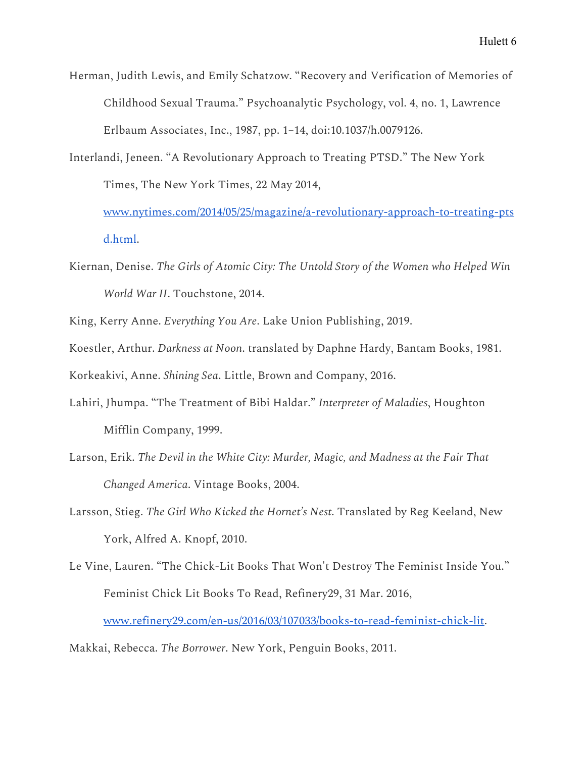Herman, Judith Lewis, and Emily Schatzow. “Recovery and Verification of Memories of Childhood Sexual Trauma.” Psychoanalytic Psychology, vol. 4, no. 1, Lawrence Erlbaum Associates, Inc., 1987, pp. 1–14, doi:10.1037/h.0079126.

Interlandi, Jeneen. “A Revolutionary Approach to Treating PTSD.” The New York Times, The New York Times, 22 May 2014, [www.nytimes.com/2014/05/25/magazine/a-revolutionary-approach-to-treating-ptsd.html](http://www.nytimes.com/2014/05/25/magazine/a-revolutionary-approach-to-treating-ptsd.html).

Kiernan, Denise. *The Girls of Atomic City: The Untold Story of the Women who Helped Win World War II*. Touchstone, 2014.

King, Kerry Anne. *Everything You Are*. Lake Union Publishing, 2019.

Koestler, Arthur. *Darkness at Noon*. translated by Daphne Hardy, Bantam Books, 1981.

Korkeakivi, Anne. *Shining Sea*. Little, Brown and Company, 2016.

Lahiri, Jhumpa. “The Treatment of Bibi Haldar.” *Interpreter of Maladies*, Houghton Mifflin Company, 1999.

Larson, Erik. *The Devil in the White City: Murder, Magic, and Madness at the Fair That Changed America*. Vintage Books, 2004.

Larsson, Stieg. *The Girl Who Kicked the Hornet's Nest*. Translated by Reg Keeland, New York, Alfred A. Knopf, 2010.

Le Vine, Lauren. “The Chick-Lit Books That Won't Destroy The Feminist Inside You.” Feminist Chick Lit Books To Read, Refinery29, 31 Mar. 2016, [www.refinery29.com/en-us/2016/03/107033/books-to-read-feminist-chick-lit](http://www.refinery29.com/en-us/2016/03/107033/books-to-read-feminist-chick-lit).

Makkai, Rebecca. *The Borrower*. New York, Penguin Books, 2011.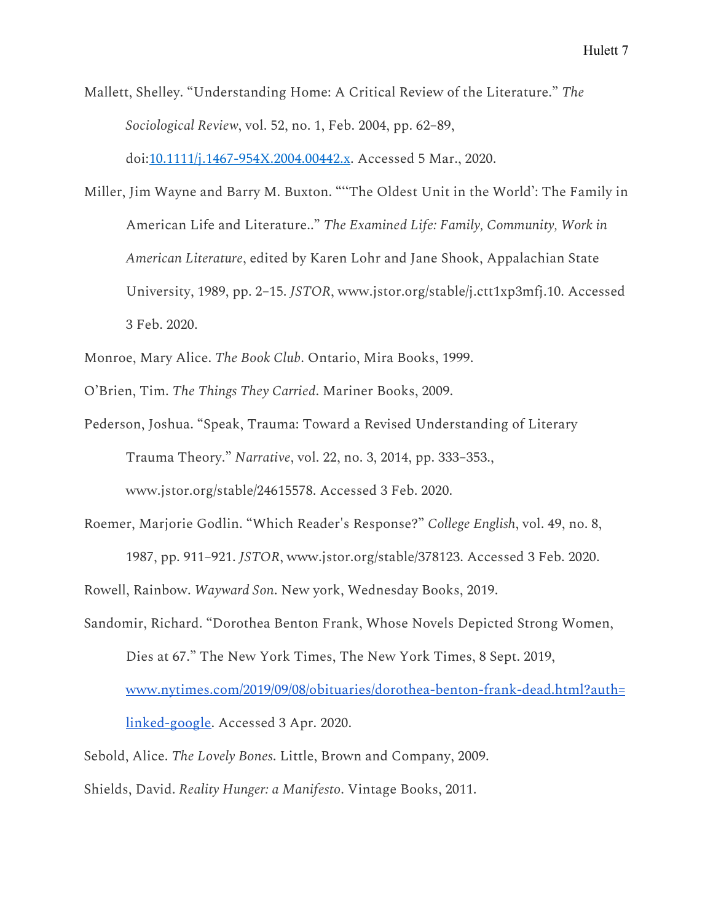Mallett, Shelley. “Understanding Home: A Critical Review of the Literature.” *The Sociological Review*, vol. 52, no. 1, Feb. 2004, pp. 62–89, doi:[10.1111/j.1467-954X.2004.00442.x](https://doi.org/10.1111/j.1467-954X.2004.00442.x). Accessed 5 Mar., 2020.

Miller, Jim Wayne and Barry M. Buxton. ““The Oldest Unit in the World’: The Family in American Life and Literature..” *The Examined Life: Family, Community, Work in American Literature*, edited by Karen Lohr and Jane Shook, Appalachian State University, 1989, pp. 2–15. *JSTOR*, www.jstor.org/stable/j.ctt1xp3mfj.10. Accessed 3 Feb. 2020.

Monroe, Mary Alice. *The Book Club*. Ontario, Mira Books, 1999.

O’Brien, Tim. *The Things They Carried*. Mariner Books, 2009.

Pederson, Joshua. “Speak, Trauma: Toward a Revised Understanding of Literary Trauma Theory.” *Narrative*, vol. 22, no. 3, 2014, pp. 333–353., www.jstor.org/stable/24615578. Accessed 3 Feb. 2020.

Roemer, Marjorie Godlin. “Which Reader's Response?” *College English*, vol. 49, no. 8, 1987, pp. 911–921. *JSTOR*, www.jstor.org/stable/378123. Accessed 3 Feb. 2020.

Rowell, Rainbow. *Wayward Son*. New york, Wednesday Books, 2019.

Sandomir, Richard. “Dorothea Benton Frank, Whose Novels Depicted Strong Women, Dies at 67.” The New York Times, The New York Times, 8 Sept. 2019, [www.nytimes.com/2019/09/08/obituaries/dorothea-benton-frank-dead.html?auth=linked-google](https://www.nytimes.com/2019/09/08/obituaries/dorothea-benton-frank-dead.html?auth=linked-google). Accessed 3 Apr. 2020.

Sebold, Alice. *The Lovely Bones*. Little, Brown and Company, 2009.

Shields, David. *Reality Hunger: a Manifesto*. Vintage Books, 2011.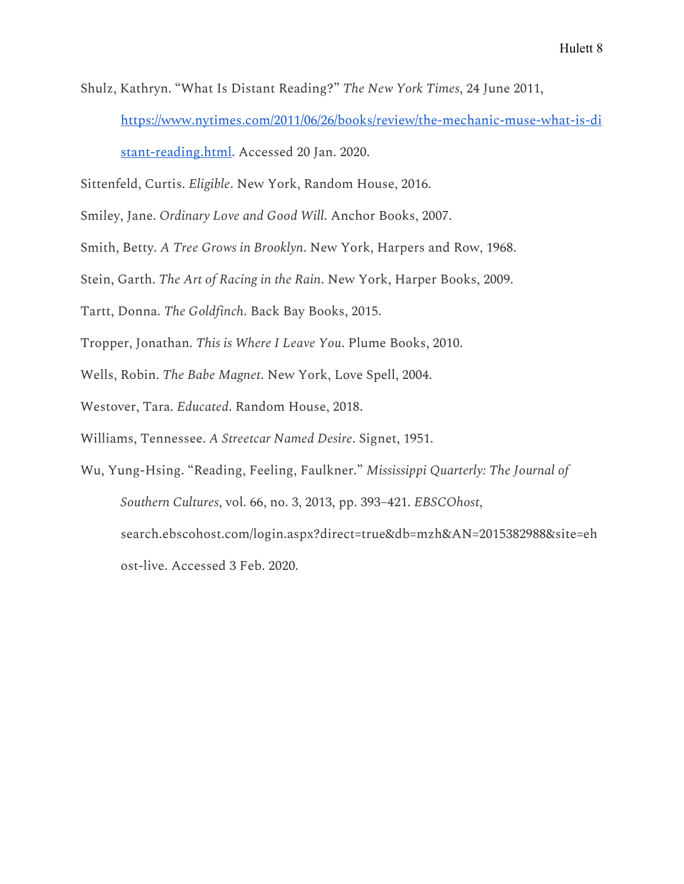Shulz, Kathryn. "What Is Distant Reading?" *The New York Times*, 24 June 2011, [https://www.nytimes.com/2011/06/26/books/review/the-mechanic-muse-what-is-distant-reading.html](https://www.nytimes.com/2011/06/26/books/review/the-mechanic-muse-what-is-distant-reading.html). Accessed 20 Jan. 2020.

Sittenfeld, Curtis. *Eligible*. New York, Random House, 2016.

Smiley, Jane. *Ordinary Love and Good Will.* Anchor Books, 2007.

Smith, Betty. *A Tree Grows in Brooklyn*. New York, Harpers and Row, 1968.

Stein, Garth. *The Art of Racing in the Rain*. New York, Harper Books, 2009.

Tartt, Donna. *The Goldfinch*. Back Bay Books, 2015.

Tropper, Jonathan. *This is Where I Leave You*. Plume Books, 2010.

Wells, Robin. *The Babe Magnet*. New York, Love Spell, 2004.

Westover, Tara. *Educated*. Random House, 2018.

Williams, Tennessee. *A Streetcar Named Desire*. Signet, 1951.

Wu, Yung-Hsing. "Reading, Feeling, Faulkner." *Mississippi Quarterly: The Journal of Southern Cultures*, vol. 66, no. 3, 2013, pp. 393–421. *EBSCOhost*, search.ebscohost.com/login.aspx?direct=true&db=mzh&AN=2015382988&site=ehost-live. Accessed 3 Feb. 2020.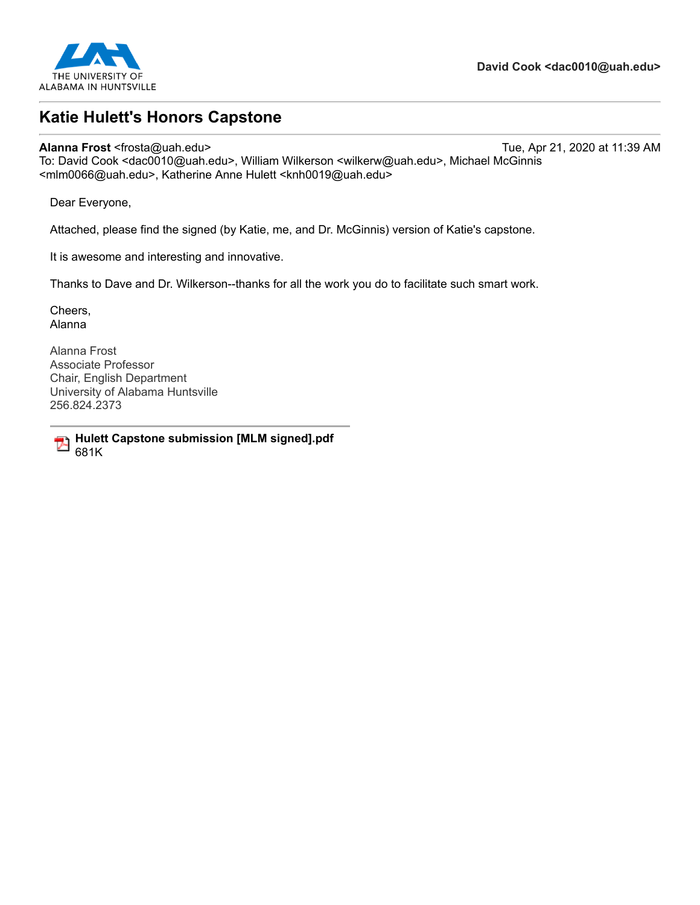THE UNIVERSITY OF ALABAMA IN HUNTSVILLE

**David Cook <dac0010@uah.edu>**

---

# Katie Hulett's Honors Capstone

---

**Alanna Frost** <frosta@uah.edu> Tue, Apr 21, 2020 at 11:39 AM
To: David Cook <dac0010@uah.edu>, William Wilkerson <wilkerw@uah.edu>, Michael McGinnis <mlm0066@uah.edu>, Katherine Anne Hulett <knh0019@uah.edu>

Dear Everyone,

Attached, please find the signed (by Katie, me, and Dr. McGinnis) version of Katie's capstone.

It is awesome and interesting and innovative.

Thanks to Dave and Dr. Wilkerson--thanks for all the work you do to facilitate such smart work.

Cheers,
Alanna

Alanna Frost
Associate Professor
Chair, English Department
University of Alabama Huntsville
256.824.2373

---

**Hulett Capstone submission [MLM signed].pdf**
681K